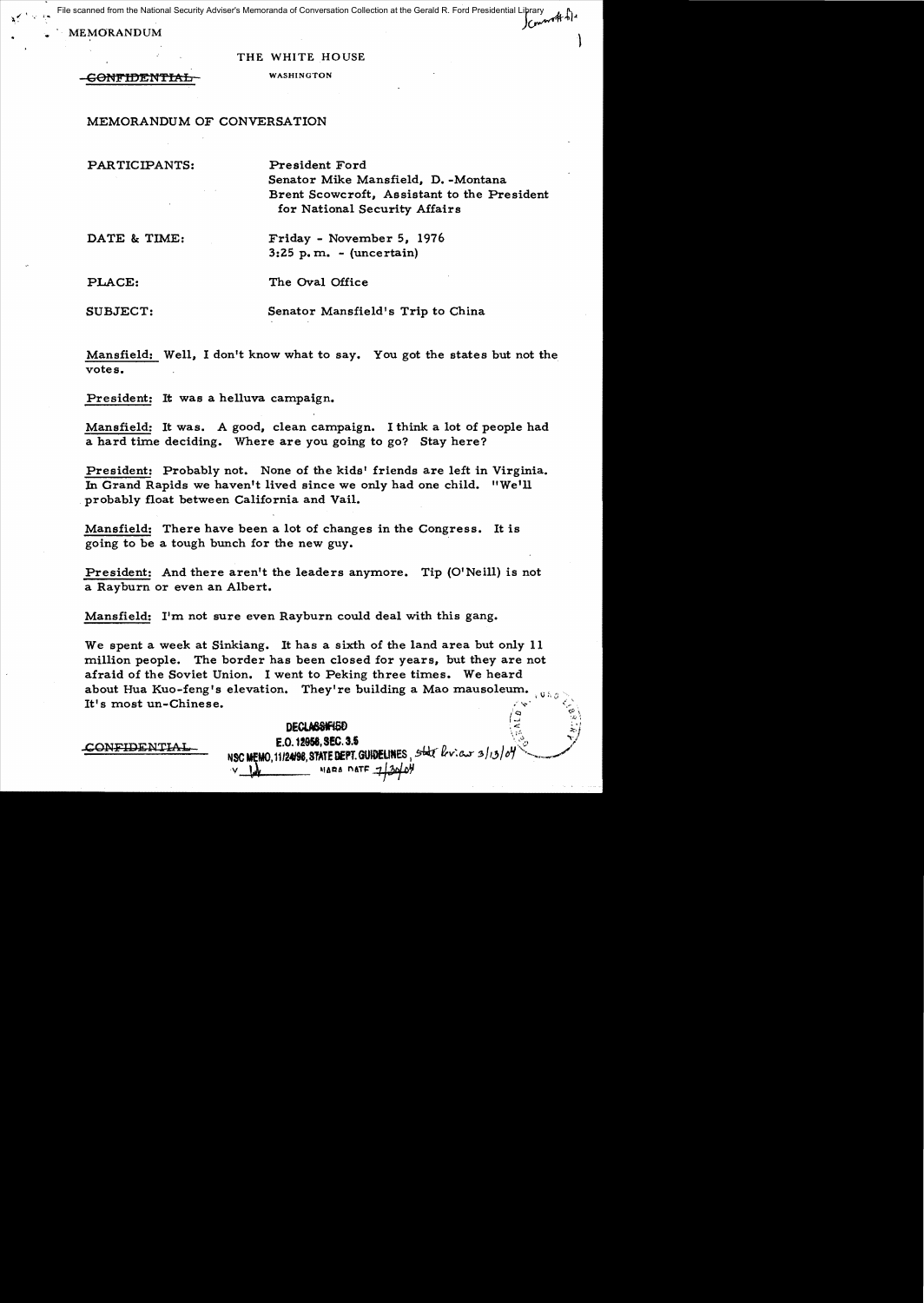File scanned from the National Security Adviser's Memoranda of Conversation Collection at the Gerald R. Ford Presidential Library

MEMORANDUM

THE WHITE HOUSE

~~CONFIDENTIAL~~ WASHINGTON

MEMORANDUM OF CONVERSATION

PARTICIPANTS: President Ford
Senator Mike Mansfield, D.-Montana
Brent Scowcroft, Assistant to the President for National Security Affairs

DATE & TIME: Friday - November 5, 1976
3:25 p.m. - (uncertain)

PLACE: The Oval Office

SUBJECT: Senator Mansfield's Trip to China

Mansfield: Well, I don't know what to say. You got the states but not the votes.

President: It was a helluva campaign.

Mansfield: It was. A good, clean campaign. I think a lot of people had a hard time deciding. Where are you going to go? Stay here?

President: Probably not. None of the kids' friends are left in Virginia. In Grand Rapids we haven't lived since we only had one child. "We'll probably float between California and Vail.

Mansfield: There have been a lot of changes in the Congress. It is going to be a tough bunch for the new guy.

President: And there aren't the leaders anymore. Tip (O'Neill) is not a Rayburn or even an Albert.

Mansfield: I'm not sure even Rayburn could deal with this gang.

We spent a week at Sinkiang. It has a sixth of the land area but only 11 million people. The border has been closed for years, but they are not afraid of the Soviet Union. I went to Peking three times. We heard about Hua Kuo-feng's elevation. They're building a Mao mausoleum. It's most un-Chinese.

~~CONFIDENTIAL~~

DECLASSIFIED
E.O. 12958, SEC. 3.5
NSC MEMO, 11/24/98, STATE DEPT. GUIDELINES, State Review 3/13/04
BY lk NARA DATE 7/30/04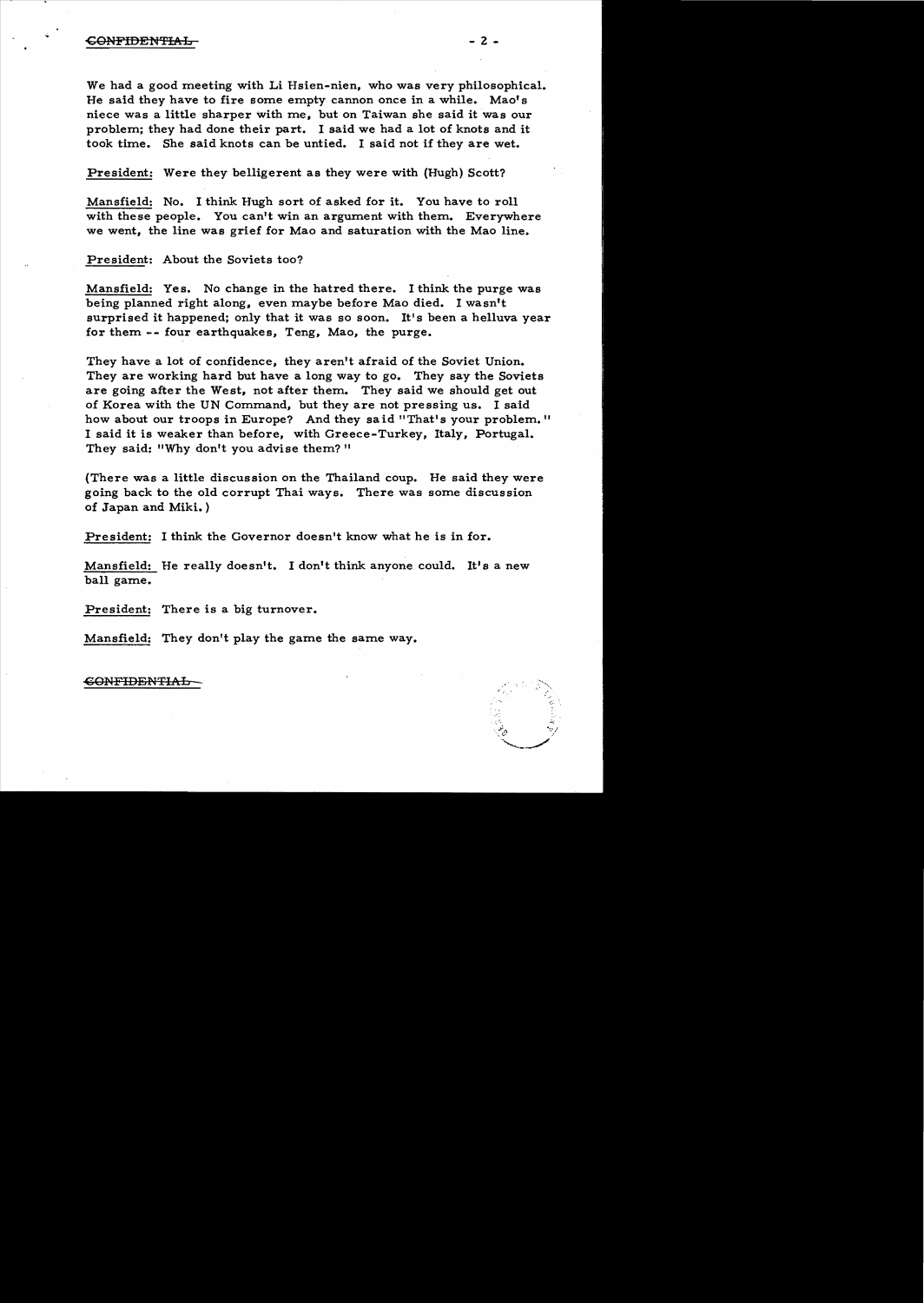We had a good meeting with Li Hsien-nien, who was very philosophical. He said they have to fire some empty cannon once in a while. Mao's niece was a little sharper with me, but on Taiwan she said it was our problem; they had done their part. I said we had a lot of knots and it took time. She said knots can be untied. I said not if they are wet.

President: Were they belligerent as they were with (Hugh) Scott?

Mansfield: No. I think Hugh sort of asked for it. You have to roll with these people. You can't win an argument with them. Everywhere we went, the line was grief for Mao and saturation with the Mao line.

President: About the Soviets too?

Mansfield: Yes. No change in the hatred there. I think the purge was being planned right along, even maybe before Mao died. I wasn't surprised it happened; only that it was so soon. It's been a helluva year for them -- four earthquakes, Teng, Mao, the purge.

They have a lot of confidence, they aren't afraid of the Soviet Union. They are working hard but have a long way to go. They say the Soviets are going after the West, not after them. They said we should get out of Korea with the UN Command, but they are not pressing us. I said how about our troops in Europe? And they said "That's your problem." I said it is weaker than before, with Greece-Turkey, Italy, Portugal. They said: "Why don't you advise them?"

(There was a little discussion on the Thailand coup. He said they were going back to the old corrupt Thai ways. There was some discussion of Japan and Miki.)

President: I think the Governor doesn't know what he is in for.

Mansfield: He really doesn't. I don't think anyone could. It's a new ball game.

President: There is a big turnover.

Mansfield: They don't play the game the same way.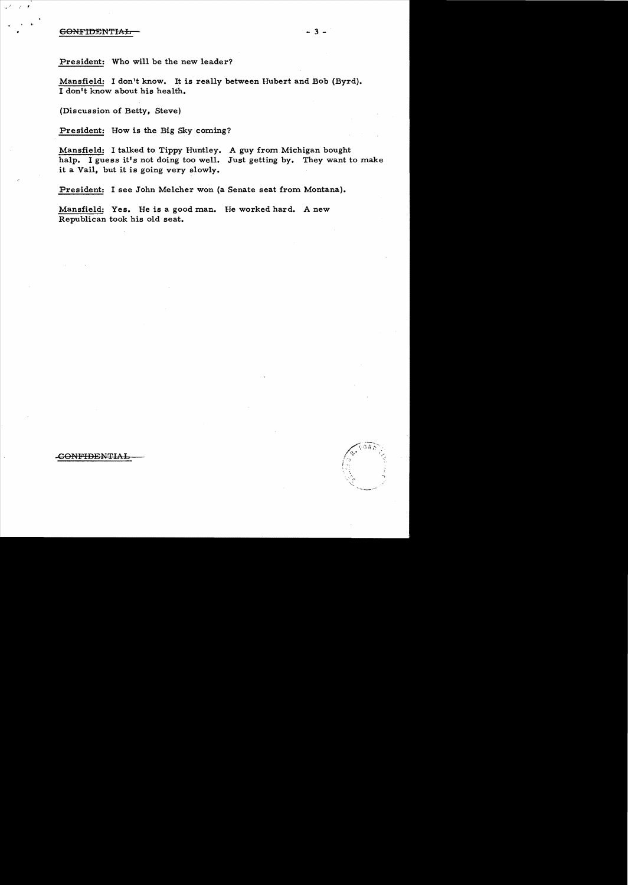President: Who will be the new leader?

Mansfield: I don't know. It is really between Hubert and Bob (Byrd). I don't know about his health.

(Discussion of Betty, Steve)

President: How is the Big Sky coming?

Mansfield: I talked to Tippy Huntley. A guy from Michigan bought halp. I guess it's not doing too well. Just getting by. They want to make it a Vail, but it is going very slowly.

President: I see John Melcher won (a Senate seat from Montana).

Mansfield: Yes. He is a good man. He worked hard. A new Republican took his old seat.

CONFIDENTIAL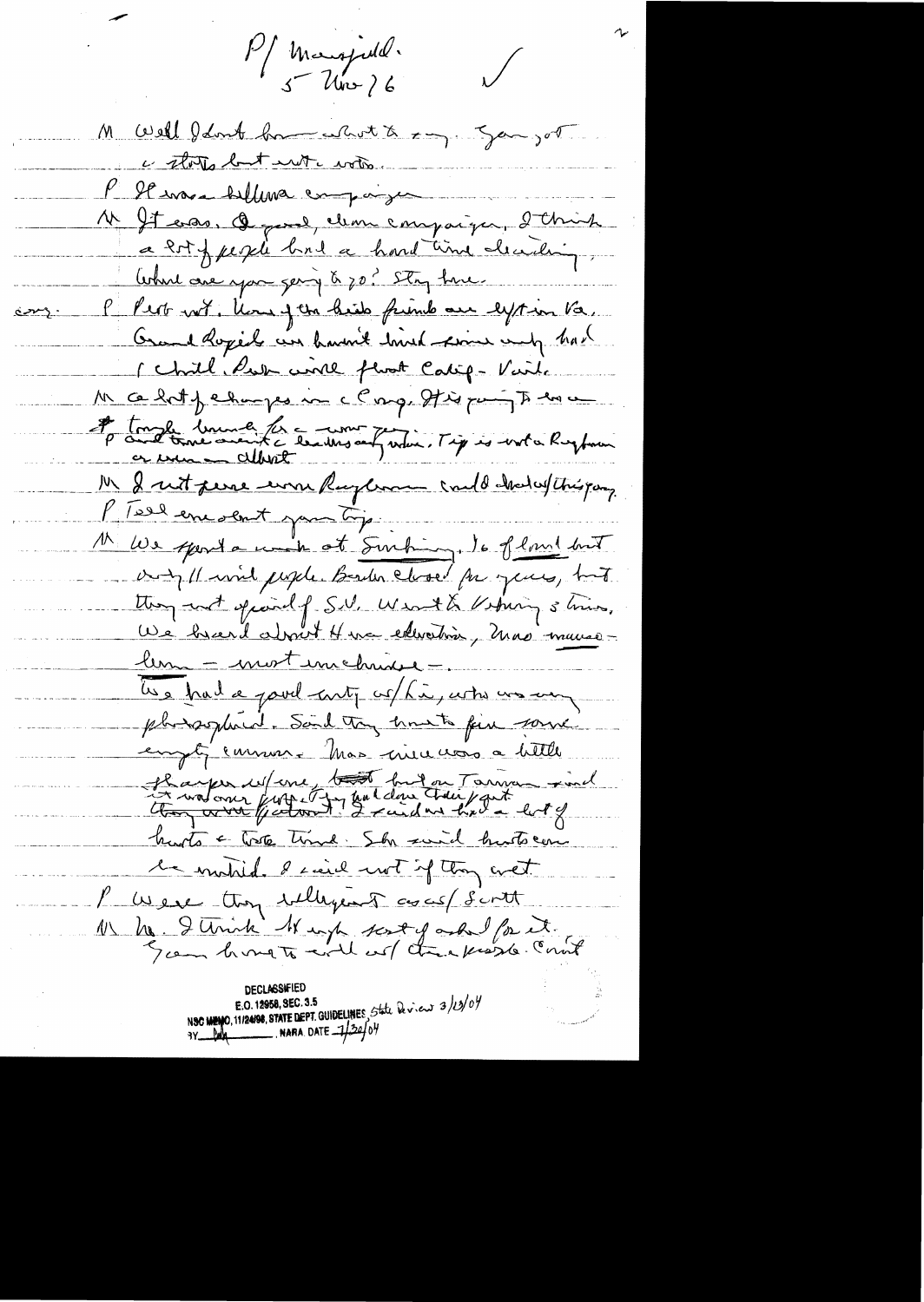P/ Mansfield.
5 Nov 76

M Well I don't know what to say. You got a state but not a vote.

P It was a hellova campaign

M It was. A good, clean campaign. I think a lot of people had a hard time deciding. Where are you going to go? Stay here.

cong. P Not yet. Some of the kids friends are up/in Va. Grand Rapids we haven't lived since early had 1 child. Pub [?] will float Calif - Vail.

M A lot of changes in c Cong. It's going to be a tough time for a [?] leadership whom. Tip is not a Rayburn. P and time awaits c leadership or even an Albert

M I not sure even Rayburn could hold w/ this gang.

P Tell me about your trip.

M We spent a week at Sinking. 16 of land but only 11 mil people. Border closed for years, but they not afraid of S.U. Went to Urbuny 3 times. We heard about the education, Mao mausoleum — most imaginative —.

We had a good visit w/ Li, who was very philosophical. Said they have to fire some empty cannons. Mao views was a little sharper w/ me, but on Taiwan said it was our prop. They had done their part. They were patient. I said we had a lot of hurts & take time. She said hurts can be mended. I said not if they wet.

P Were they belligerent as w/ Scott

M No. I think he kept sort of asked for it. You have to deal w/ these people. Can't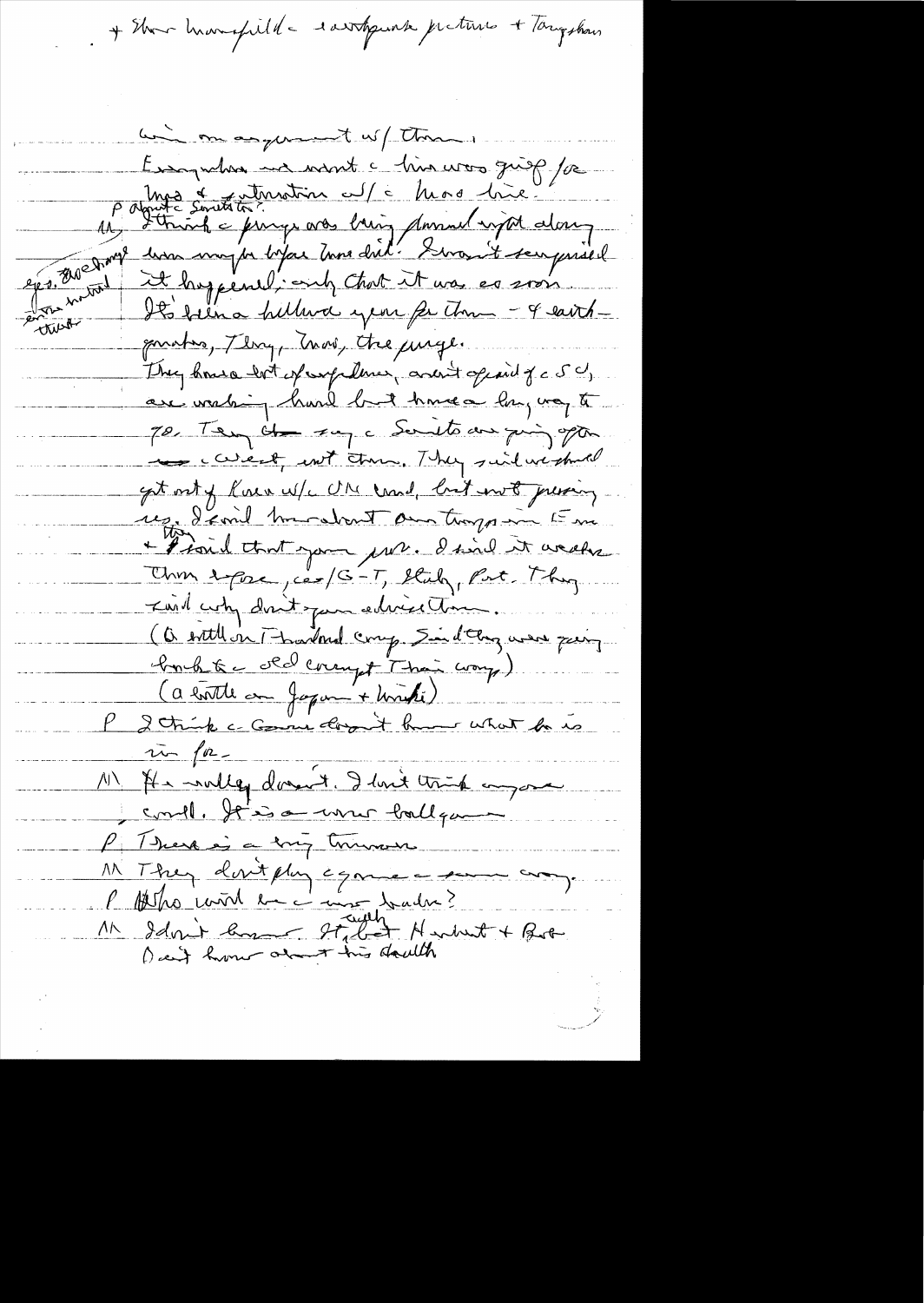+ Show Mansfield the earthquake pictures + Tangshan

win an argument w/ them.

Everywhere we went the line was grief for Mao & frustration w/ the Mao line.

P About the Soviets?

M I think the purge was being planned right along when Mao before Mao died. I wasn't surprised it happened; only that it was so soon.

[margin: except the theme of earthquake and the events in the north]

It's been a hell of a year for them — 4 earthquakes, Teng, Mao, the purge.

They have a lot of confidence, aren't afraid of the SU, are working hard but have a long way to go. Teng & the rest say the Soviets are going after the West, not them. They said we should get out of Korea w/ the UN Cmd, but not pressing us. I said how about our troops in Europe + they said that was good. I said it weakens them before, c/ S-T, Italy, Port. They said why don't you advise them.

(a battle on Thailand comp. Said they were going back to old corrupt Thai comp.)

(a little on Japan + Miki)

P I think the Cons doesn't know what he is in for.

M He really doesn't. I don't think anyone could. It's a new ballgame.

P There is a big turnover.

M They don't play a game the same way.

P Who will be the new leader?

M I don't know. Byrd, Humphrey, but Humbert + Bob [?] don't know about his health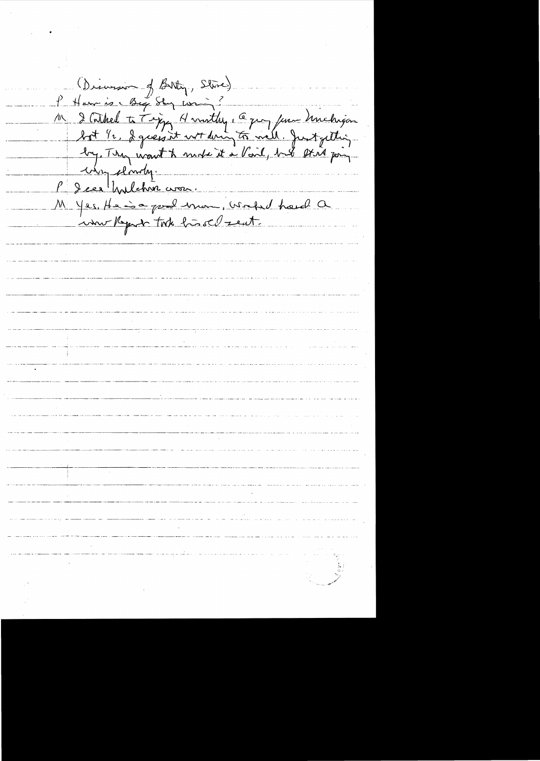(Discussion of Betty, Steve)

P How is Big Sky coming?

M I talked to Tiggy Armstrong, a guy from Michigan but 1/2. I guess it not doing too well. Just getting by. They want to make it a Vail, but still going very slowly.

P I see Melcher won.

M Yes. He is a good man. Worked hard a new Repub took his old seat.